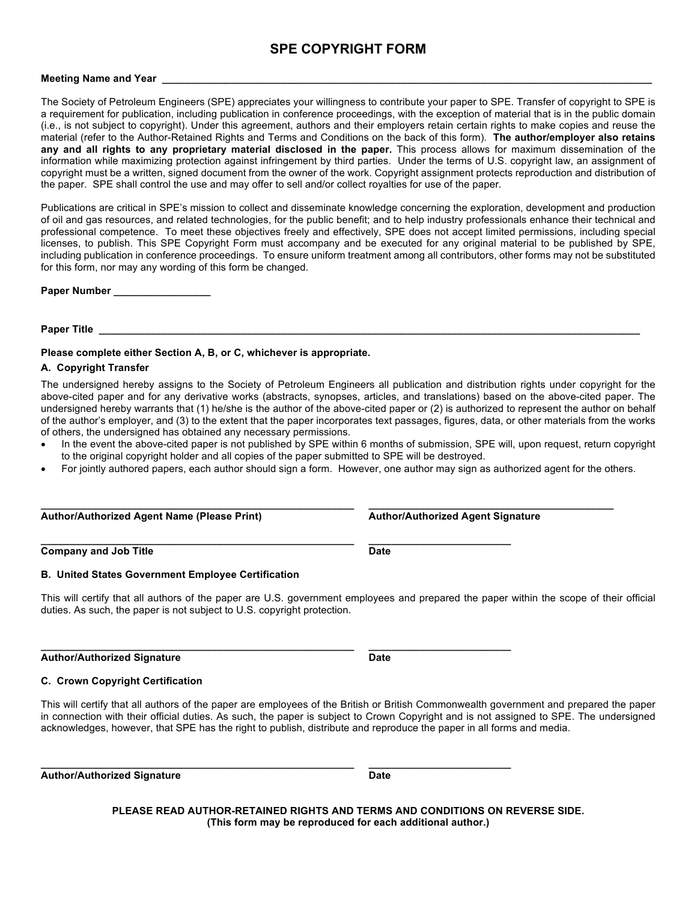# SPE COPYRIGHT FORM

**Meeting Name and Year** ________________________________________________________________________________________

The Society of Petroleum Engineers (SPE) appreciates your willingness to contribute your paper to SPE. Transfer of copyright to SPE is a requirement for publication, including publication in conference proceedings, with the exception of material that is in the public domain (i.e., is not subject to copyright). Under this agreement, authors and their employers retain certain rights to make copies and reuse the material (refer to the Author-Retained Rights and Terms and Conditions on the back of this form). **The author/employer also retains any and all rights to any proprietary material disclosed in the paper.** This process allows for maximum dissemination of the information while maximizing protection against infringement by third parties. Under the terms of U.S. copyright law, an assignment of copyright must be a written, signed document from the owner of the work. Copyright assignment protects reproduction and distribution of the paper. SPE shall control the use and may offer to sell and/or collect royalties for use of the paper.

Publications are critical in SPE's mission to collect and disseminate knowledge concerning the exploration, development and production of oil and gas resources, and related technologies, for the public benefit; and to help industry professionals enhance their technical and professional competence. To meet these objectives freely and effectively, SPE does not accept limited permissions, including special licenses, to publish. This SPE Copyright Form must accompany and be executed for any original material to be published by SPE, including publication in conference proceedings. To ensure uniform treatment among all contributors, other forms may not be substituted for this form, nor may any wording of this form be changed.

**Paper Number** _________________

**Paper Title** ____________________________________________________________________________________________________

**Please complete either Section A, B, or C, whichever is appropriate.**

**A. Copyright Transfer**

The undersigned hereby assigns to the Society of Petroleum Engineers all publication and distribution rights under copyright for the above-cited paper and for any derivative works (abstracts, synopses, articles, and translations) based on the above-cited paper. The undersigned hereby warrants that (1) he/she is the author of the above-cited paper or (2) is authorized to represent the author on behalf of the author's employer, and (3) to the extent that the paper incorporates text passages, figures, data, or other materials from the works of others, the undersigned has obtained any necessary permissions.

- In the event the above-cited paper is not published by SPE within 6 months of submission, SPE will, upon request, return copyright to the original copyright holder and all copies of the paper submitted to SPE will be destroyed.
- For jointly authored papers, each author should sign a form. However, one author may sign as authorized agent for the others.

_______________________________________________ _______________________________________

**Author/Authorized Agent Name (Please Print)** **Author/Authorized Agent Signature**

_______________________________________________ _________________________

**Company and Job Title** **Date**

**B. United States Government Employee Certification**

This will certify that all authors of the paper are U.S. government employees and prepared the paper within the scope of their official duties. As such, the paper is not subject to U.S. copyright protection.

_______________________________________________ _________________________

**Author/Authorized Signature** **Date**

**C. Crown Copyright Certification**

This will certify that all authors of the paper are employees of the British or British Commonwealth government and prepared the paper in connection with their official duties. As such, the paper is subject to Crown Copyright and is not assigned to SPE. The undersigned acknowledges, however, that SPE has the right to publish, distribute and reproduce the paper in all forms and media.

_______________________________________________ _________________________

**Author/Authorized Signature** **Date**

**PLEASE READ AUTHOR-RETAINED RIGHTS AND TERMS AND CONDITIONS ON REVERSE SIDE.**
**(This form may be reproduced for each additional author.)**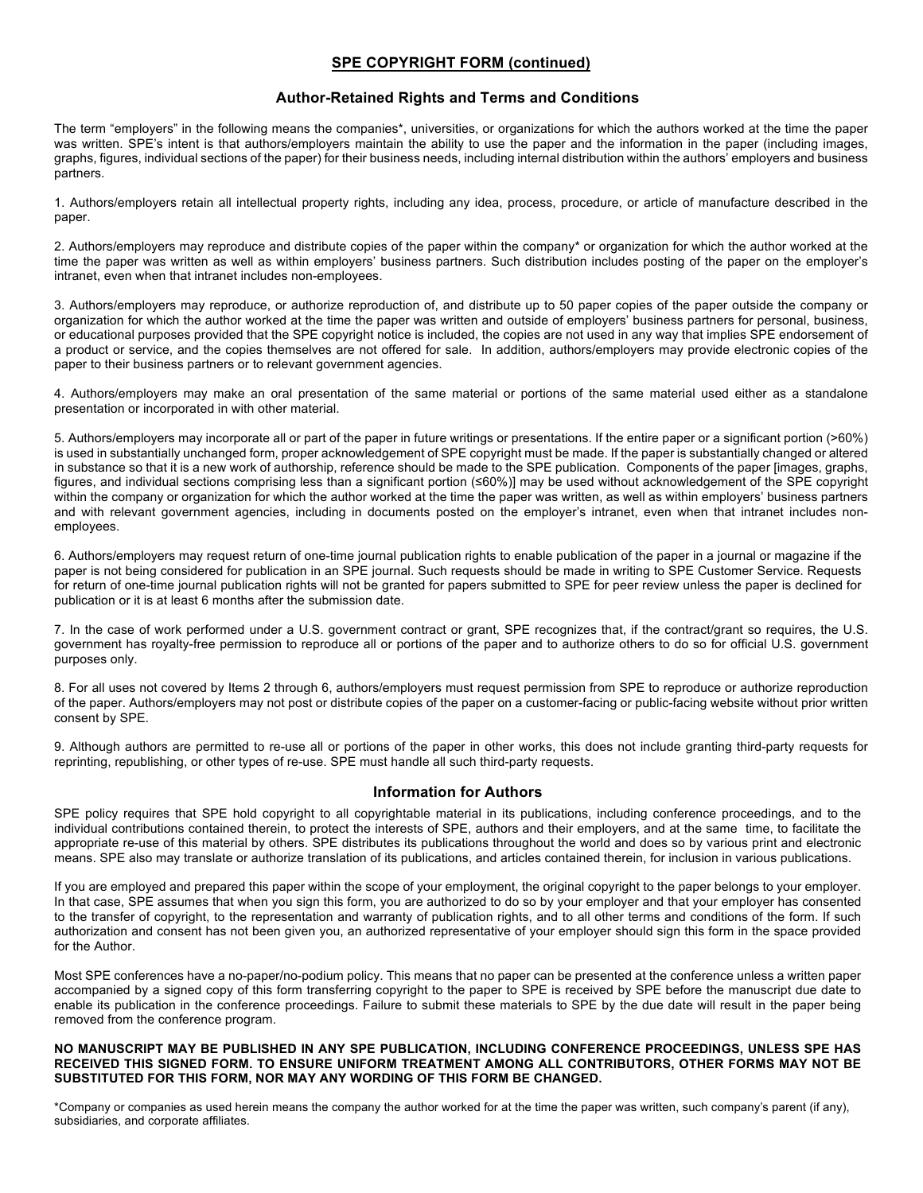## SPE COPYRIGHT FORM (continued)

### Author-Retained Rights and Terms and Conditions

The term "employers" in the following means the companies*, universities, or organizations for which the authors worked at the time the paper was written. SPE's intent is that authors/employers maintain the ability to use the paper and the information in the paper (including images, graphs, figures, individual sections of the paper) for their business needs, including internal distribution within the authors' employers and business partners.

1. Authors/employers retain all intellectual property rights, including any idea, process, procedure, or article of manufacture described in the paper.

2. Authors/employers may reproduce and distribute copies of the paper within the company* or organization for which the author worked at the time the paper was written as well as within employers' business partners. Such distribution includes posting of the paper on the employer's intranet, even when that intranet includes non-employees.

3. Authors/employers may reproduce, or authorize reproduction of, and distribute up to 50 paper copies of the paper outside the company or organization for which the author worked at the time the paper was written and outside of employers' business partners for personal, business, or educational purposes provided that the SPE copyright notice is included, the copies are not used in any way that implies SPE endorsement of a product or service, and the copies themselves are not offered for sale. In addition, authors/employers may provide electronic copies of the paper to their business partners or to relevant government agencies.

4. Authors/employers may make an oral presentation of the same material or portions of the same material used either as a standalone presentation or incorporated in with other material.

5. Authors/employers may incorporate all or part of the paper in future writings or presentations. If the entire paper or a significant portion (>60%) is used in substantially unchanged form, proper acknowledgement of SPE copyright must be made. If the paper is substantially changed or altered in substance so that it is a new work of authorship, reference should be made to the SPE publication. Components of the paper [images, graphs, figures, and individual sections comprising less than a significant portion (≤60%)] may be used without acknowledgement of the SPE copyright within the company or organization for which the author worked at the time the paper was written, as well as within employers' business partners and with relevant government agencies, including in documents posted on the employer's intranet, even when that intranet includes non-employees.

6. Authors/employers may request return of one-time journal publication rights to enable publication of the paper in a journal or magazine if the paper is not being considered for publication in an SPE journal. Such requests should be made in writing to SPE Customer Service. Requests for return of one-time journal publication rights will not be granted for papers submitted to SPE for peer review unless the paper is declined for publication or it is at least 6 months after the submission date.

7. In the case of work performed under a U.S. government contract or grant, SPE recognizes that, if the contract/grant so requires, the U.S. government has royalty-free permission to reproduce all or portions of the paper and to authorize others to do so for official U.S. government purposes only.

8. For all uses not covered by Items 2 through 6, authors/employers must request permission from SPE to reproduce or authorize reproduction of the paper. Authors/employers may not post or distribute copies of the paper on a customer-facing or public-facing website without prior written consent by SPE.

9. Although authors are permitted to re-use all or portions of the paper in other works, this does not include granting third-party requests for reprinting, republishing, or other types of re-use. SPE must handle all such third-party requests.

### Information for Authors

SPE policy requires that SPE hold copyright to all copyrightable material in its publications, including conference proceedings, and to the individual contributions contained therein, to protect the interests of SPE, authors and their employers, and at the same time, to facilitate the appropriate re-use of this material by others. SPE distributes its publications throughout the world and does so by various print and electronic means. SPE also may translate or authorize translation of its publications, and articles contained therein, for inclusion in various publications.

If you are employed and prepared this paper within the scope of your employment, the original copyright to the paper belongs to your employer. In that case, SPE assumes that when you sign this form, you are authorized to do so by your employer and that your employer has consented to the transfer of copyright, to the representation and warranty of publication rights, and to all other terms and conditions of the form. If such authorization and consent has not been given you, an authorized representative of your employer should sign this form in the space provided for the Author.

Most SPE conferences have a no-paper/no-podium policy. This means that no paper can be presented at the conference unless a written paper accompanied by a signed copy of this form transferring copyright to the paper to SPE is received by SPE before the manuscript due date to enable its publication in the conference proceedings. Failure to submit these materials to SPE by the due date will result in the paper being removed from the conference program.

**NO MANUSCRIPT MAY BE PUBLISHED IN ANY SPE PUBLICATION, INCLUDING CONFERENCE PROCEEDINGS, UNLESS SPE HAS RECEIVED THIS SIGNED FORM. TO ENSURE UNIFORM TREATMENT AMONG ALL CONTRIBUTORS, OTHER FORMS MAY NOT BE SUBSTITUTED FOR THIS FORM, NOR MAY ANY WORDING OF THIS FORM BE CHANGED.**

*Company or companies as used herein means the company the author worked for at the time the paper was written, such company's parent (if any), subsidiaries, and corporate affiliates.